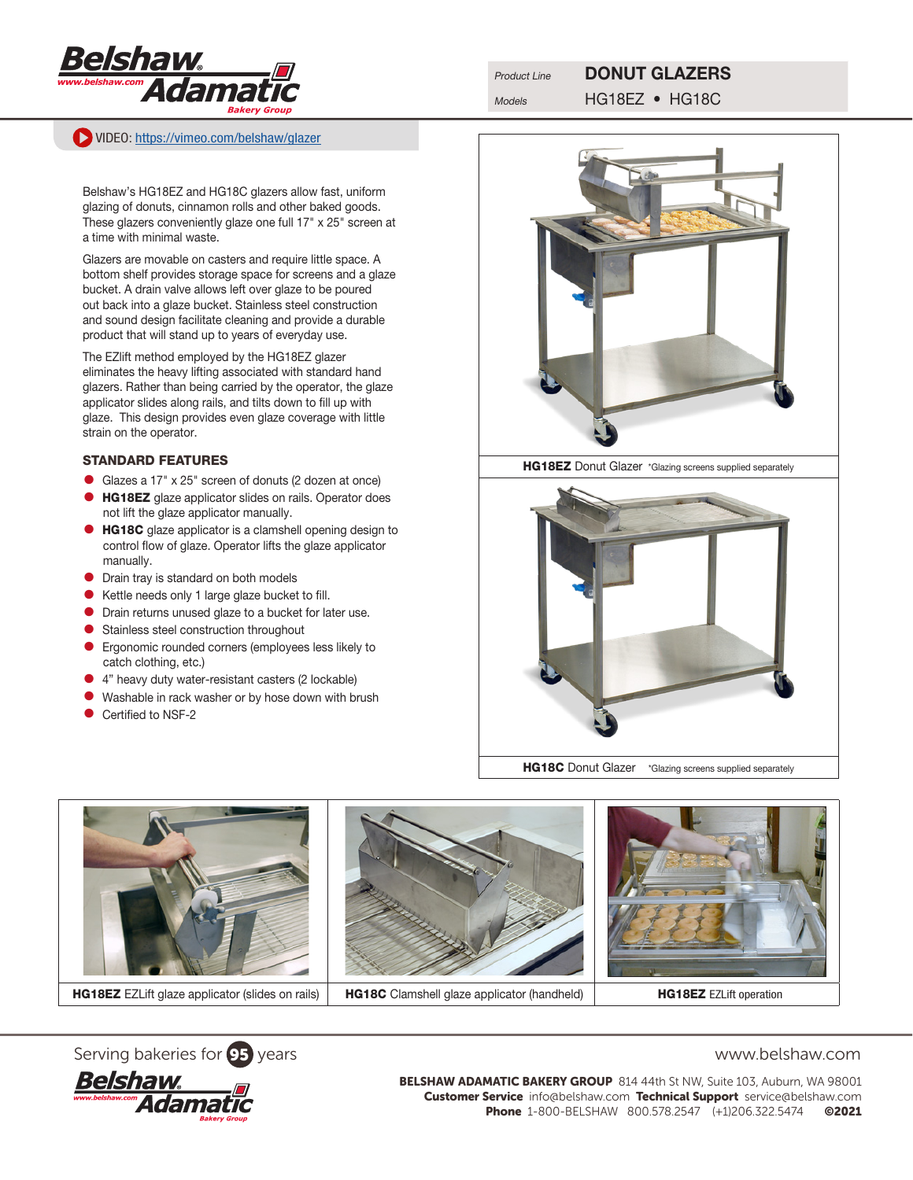Product Line **DONUT GLAZERS**

Models HG18EZ • HG18C

VIDEO: https://vimeo.com/belshaw/glazer

Belshaw's HG18EZ and HG18C glazers allow fast, uniform glazing of donuts, cinnamon rolls and other baked goods. These glazers conveniently glaze one full 17" x 25" screen at a time with minimal waste.

Glazers are movable on casters and require little space. A bottom shelf provides storage space for screens and a glaze bucket. A drain valve allows left over glaze to be poured out back into a glaze bucket. Stainless steel construction and sound design facilitate cleaning and provide a durable product that will stand up to years of everyday use.

The EZlift method employed by the HG18EZ glazer eliminates the heavy lifting associated with standard hand glazers. Rather than being carried by the operator, the glaze applicator slides along rails, and tilts down to fill up with glaze. This design provides even glaze coverage with little strain on the operator.

## STANDARD FEATURES

- Glazes a 17" x 25" screen of donuts (2 dozen at once)
- **HG18EZ** glaze applicator slides on rails. Operator does not lift the glaze applicator manually.
- **HG18C** glaze applicator is a clamshell opening design to control flow of glaze. Operator lifts the glaze applicator manually.
- Drain tray is standard on both models
- Kettle needs only 1 large glaze bucket to fill.
- Drain returns unused glaze to a bucket for later use.
- Stainless steel construction throughout
- Ergonomic rounded corners (employees less likely to catch clothing, etc.)
- 4" heavy duty water-resistant casters (2 lockable)
- Washable in rack washer or by hose down with brush
- Certified to NSF-2

**HG18EZ** Donut Glazer *Glazing screens supplied separately

**HG18C** Donut Glazer *Glazing screens supplied separately

**HG18EZ** EZLift glaze applicator (slides on rails)

**HG18C** Clamshell glaze applicator (handheld)

**HG18EZ** EZLift operation

Serving bakeries for 95 years

www.belshaw.com

**BELSHAW ADAMATIC BAKERY GROUP** 814 44th St NW, Suite 103, Auburn, WA 98001
**Customer Service** info@belshaw.com **Technical Support** service@belshaw.com
**Phone** 1-800-BELSHAW 800.578.2547 (+1)206.322.5474 **©2021**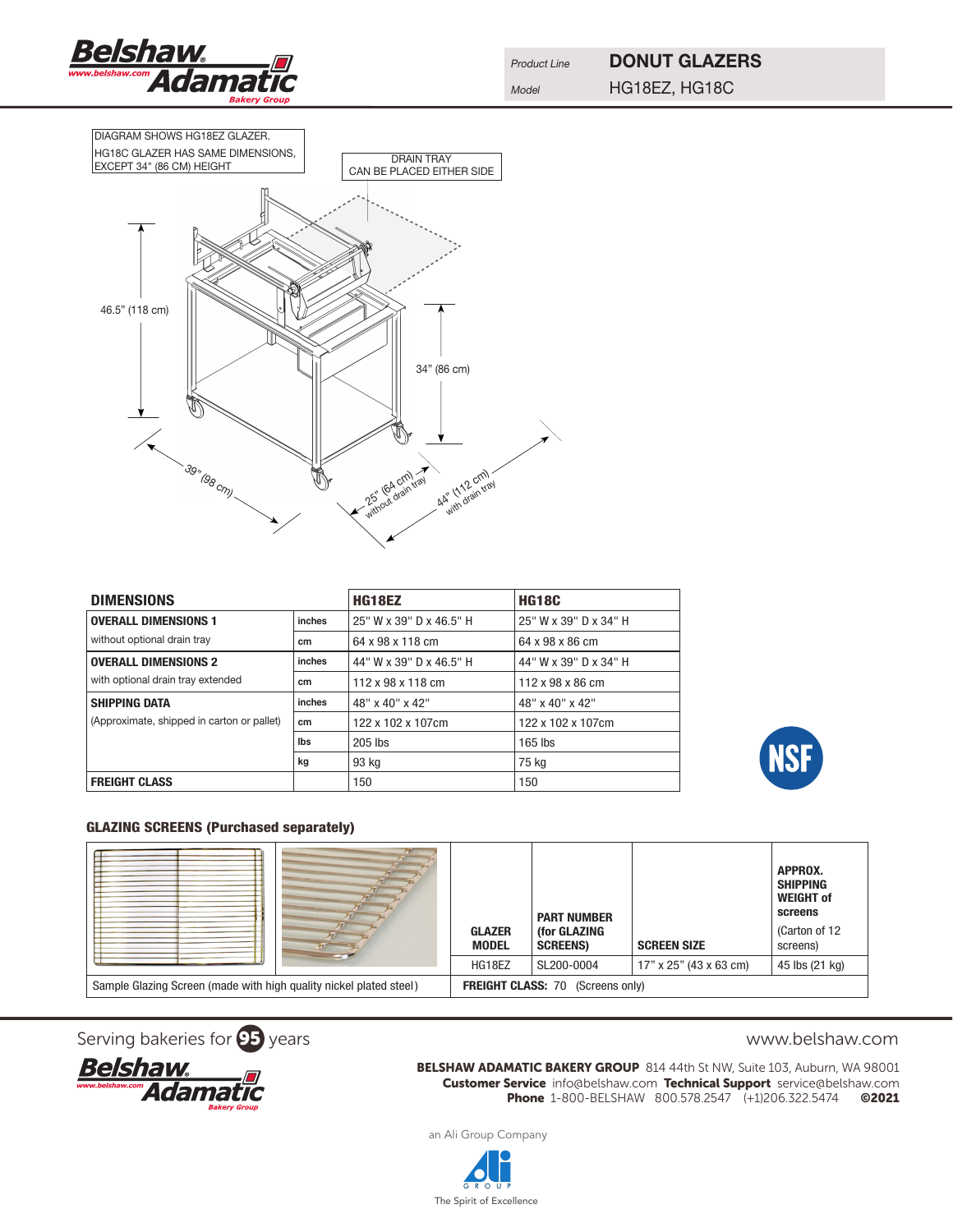| Product Line | DONUT GLAZERS |
|---|---|
| Model | HG18EZ, HG18C |

DIAGRAM SHOWS HG18EZ GLAZER.
HG18C GLAZER HAS SAME DIMENSIONS, EXCEPT 34" (86 CM) HEIGHT

DRAIN TRAY
CAN BE PLACED EITHER SIDE

46.5" (118 cm)

34" (86 cm)

39" (98 cm)

25" (64 cm) without drain tray

44" (112 cm) with drain tray

| DIMENSIONS | | HG18EZ | HG18C |
|---|---|---|---|
| **OVERALL DIMENSIONS 1** | inches | 25" W x 39" D x 46.5" H | 25" W x 39" D x 34" H |
| without optional drain tray | cm | 64 x 98 x 118 cm | 64 x 98 x 86 cm |
| **OVERALL DIMENSIONS 2** | inches | 44" W x 39" D x 46.5" H | 44" W x 39" D x 34" H |
| with optional drain tray extended | cm | 112 x 98 x 118 cm | 112 x 98 x 86 cm |
| **SHIPPING DATA** | inches | 48" x 40" x 42" | 48" x 40" x 42" |
| (Approximate, shipped in carton or pallet) | cm | 122 x 102 x 107cm | 122 x 102 x 107cm |
| | lbs | 205 lbs | 165 lbs |
| | kg | 93 kg | 75 kg |
| **FREIGHT CLASS** | | 150 | 150 |

NSF

## GLAZING SCREENS (Purchased separately)

| GLAZER MODEL | PART NUMBER (for GLAZING SCREENS) | SCREEN SIZE | APPROX. SHIPPING WEIGHT of screens (Carton of 12 screens) |
|---|---|---|---|
| HG18EZ | SL200-0004 | 17" x 25" (43 x 63 cm) | 45 lbs (21 kg) |

Sample Glazing Screen (made with high quality nickel plated steel)

**FREIGHT CLASS:** 70 (Screens only)

Serving bakeries for 95 years

www.belshaw.com

**BELSHAW ADAMATIC BAKERY GROUP** 814 44th St NW, Suite 103, Auburn, WA 98001
**Customer Service** info@belshaw.com **Technical Support** service@belshaw.com
**Phone** 1-800-BELSHAW 800.578.2547 (+1)206.322.5474 **©2021**

an Ali Group Company

The Spirit of Excellence